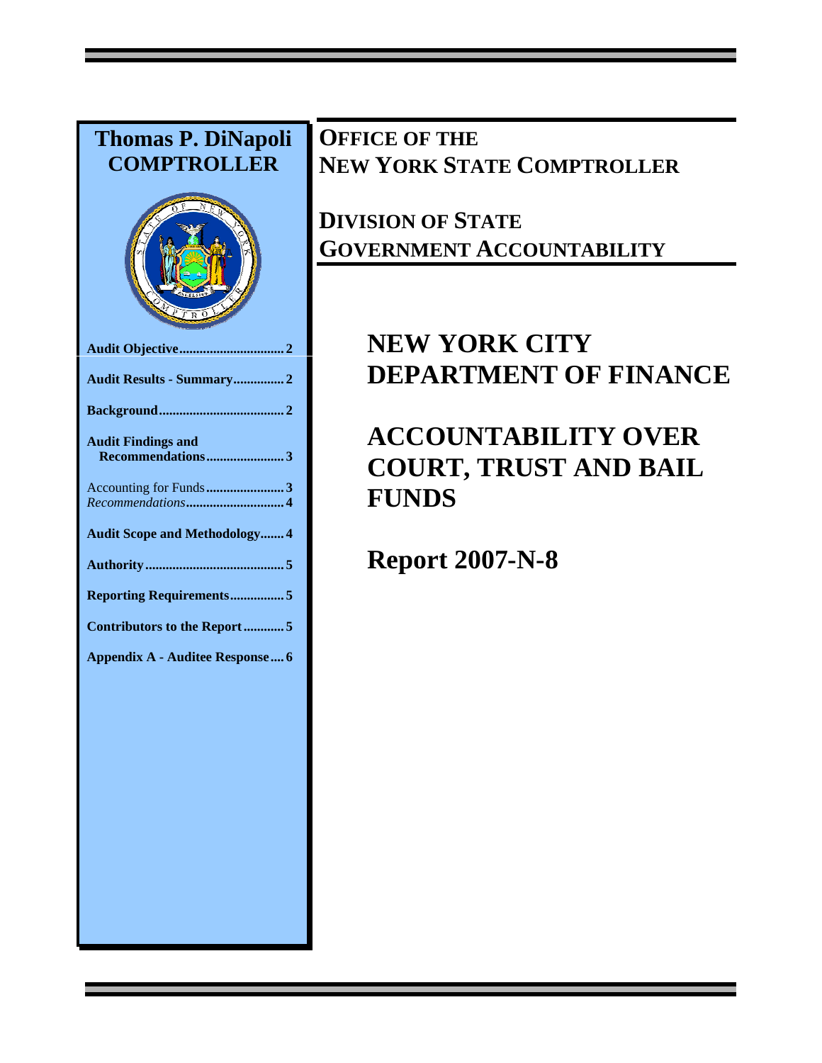**Thomas P. DiNapoli**
**COMPTROLLER**

| | |
|---|---|
| **Audit Objective** | **2** |
| **Audit Results - Summary** | **2** |
| **Background** | **2** |
| **Audit Findings and Recommendations** | **3** |
| Accounting for Funds | **3** |
| *Recommendations* | **4** |
| **Audit Scope and Methodology** | **4** |
| **Authority** | **5** |
| **Reporting Requirements** | **5** |
| **Contributors to the Report** | **5** |
| **Appendix A - Auditee Response** | **6** |

**OFFICE OF THE NEW YORK STATE COMPTROLLER**

**DIVISION OF STATE GOVERNMENT ACCOUNTABILITY**

# NEW YORK CITY DEPARTMENT OF FINANCE

# ACCOUNTABILITY OVER COURT, TRUST AND BAIL FUNDS

# Report 2007-N-8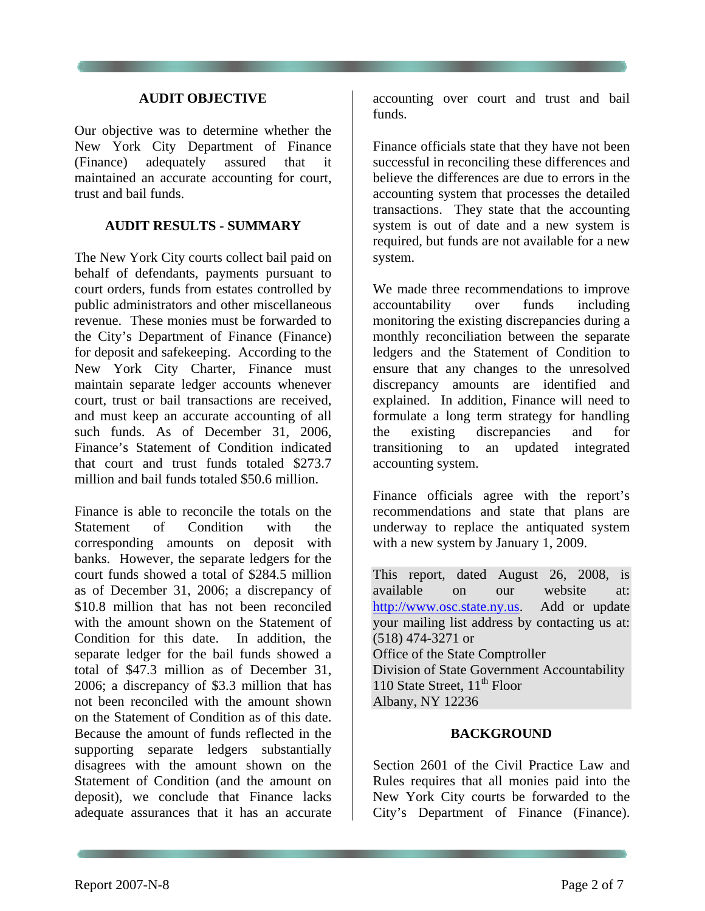## AUDIT OBJECTIVE

Our objective was to determine whether the New York City Department of Finance (Finance) adequately assured that it maintained an accurate accounting for court, trust and bail funds.

## AUDIT RESULTS - SUMMARY

The New York City courts collect bail paid on behalf of defendants, payments pursuant to court orders, funds from estates controlled by public administrators and other miscellaneous revenue. These monies must be forwarded to the City's Department of Finance (Finance) for deposit and safekeeping. According to the New York City Charter, Finance must maintain separate ledger accounts whenever court, trust or bail transactions are received, and must keep an accurate accounting of all such funds. As of December 31, 2006, Finance's Statement of Condition indicated that court and trust funds totaled $273.7 million and bail funds totaled $50.6 million.

Finance is able to reconcile the totals on the Statement of Condition with the corresponding amounts on deposit with banks. However, the separate ledgers for the court funds showed a total of $284.5 million as of December 31, 2006; a discrepancy of $10.8 million that has not been reconciled with the amount shown on the Statement of Condition for this date. In addition, the separate ledger for the bail funds showed a total of $47.3 million as of December 31, 2006; a discrepancy of $3.3 million that has not been reconciled with the amount shown on the Statement of Condition as of this date. Because the amount of funds reflected in the supporting separate ledgers substantially disagrees with the amount shown on the Statement of Condition (and the amount on deposit), we conclude that Finance lacks adequate assurances that it has an accurate accounting over court and trust and bail funds.

Finance officials state that they have not been successful in reconciling these differences and believe the differences are due to errors in the accounting system that processes the detailed transactions. They state that the accounting system is out of date and a new system is required, but funds are not available for a new system.

We made three recommendations to improve accountability over funds including monitoring the existing discrepancies during a monthly reconciliation between the separate ledgers and the Statement of Condition to ensure that any changes to the unresolved discrepancy amounts are identified and explained. In addition, Finance will need to formulate a long term strategy for handling the existing discrepancies and for transitioning to an updated integrated accounting system.

Finance officials agree with the report's recommendations and state that plans are underway to replace the antiquated system with a new system by January 1, 2009.

This report, dated August 26, 2008, is available on our website at: http://www.osc.state.ny.us. Add or update your mailing list address by contacting us at: (518) 474-3271 or
Office of the State Comptroller
Division of State Government Accountability
110 State Street, 11th Floor
Albany, NY 12236

## BACKGROUND

Section 2601 of the Civil Practice Law and Rules requires that all monies paid into the New York City courts be forwarded to the City's Department of Finance (Finance).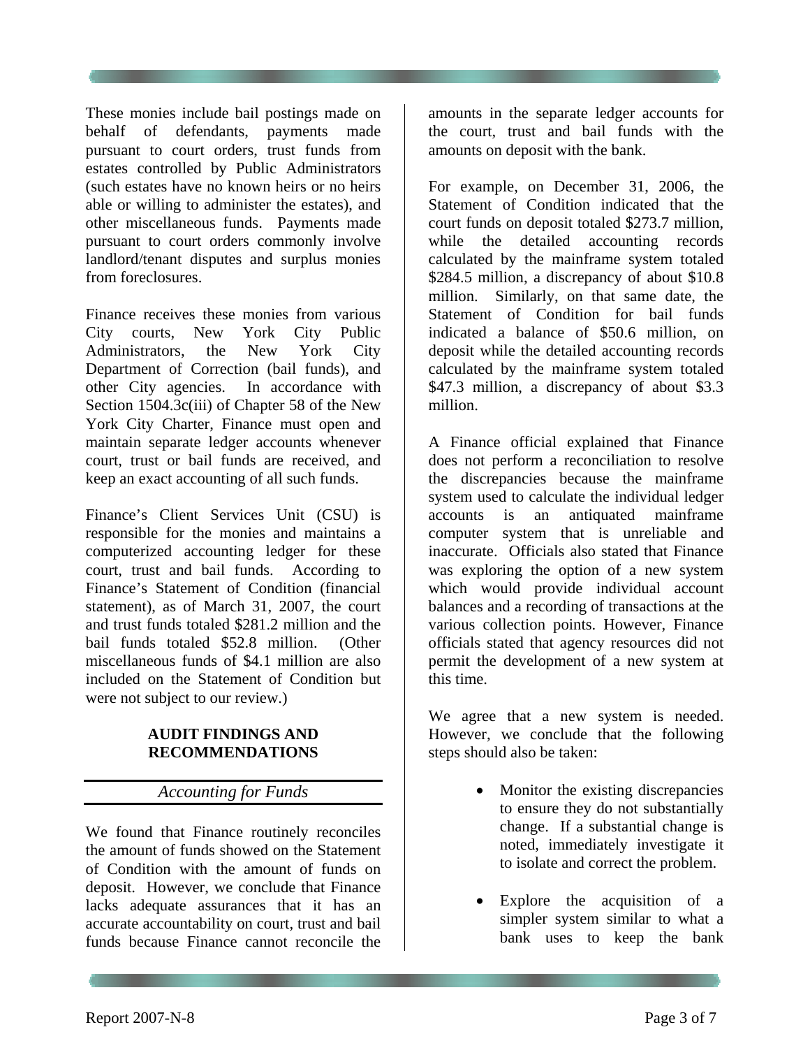These monies include bail postings made on behalf of defendants, payments made pursuant to court orders, trust funds from estates controlled by Public Administrators (such estates have no known heirs or no heirs able or willing to administer the estates), and other miscellaneous funds. Payments made pursuant to court orders commonly involve landlord/tenant disputes and surplus monies from foreclosures.

Finance receives these monies from various City courts, New York City Public Administrators, the New York City Department of Correction (bail funds), and other City agencies. In accordance with Section 1504.3c(iii) of Chapter 58 of the New York City Charter, Finance must open and maintain separate ledger accounts whenever court, trust or bail funds are received, and keep an exact accounting of all such funds.

Finance's Client Services Unit (CSU) is responsible for the monies and maintains a computerized accounting ledger for these court, trust and bail funds. According to Finance's Statement of Condition (financial statement), as of March 31, 2007, the court and trust funds totaled $281.2 million and the bail funds totaled $52.8 million. (Other miscellaneous funds of $4.1 million are also included on the Statement of Condition but were not subject to our review.)

## AUDIT FINDINGS AND RECOMMENDATIONS

### *Accounting for Funds*

We found that Finance routinely reconciles the amount of funds showed on the Statement of Condition with the amount of funds on deposit. However, we conclude that Finance lacks adequate assurances that it has an accurate accountability on court, trust and bail funds because Finance cannot reconcile the amounts in the separate ledger accounts for the court, trust and bail funds with the amounts on deposit with the bank.

For example, on December 31, 2006, the Statement of Condition indicated that the court funds on deposit totaled $273.7 million, while the detailed accounting records calculated by the mainframe system totaled $284.5 million, a discrepancy of about $10.8 million. Similarly, on that same date, the Statement of Condition for bail funds indicated a balance of $50.6 million, on deposit while the detailed accounting records calculated by the mainframe system totaled $47.3 million, a discrepancy of about $3.3 million.

A Finance official explained that Finance does not perform a reconciliation to resolve the discrepancies because the mainframe system used to calculate the individual ledger accounts is an antiquated mainframe computer system that is unreliable and inaccurate. Officials also stated that Finance was exploring the option of a new system which would provide individual account balances and a recording of transactions at the various collection points. However, Finance officials stated that agency resources did not permit the development of a new system at this time.

We agree that a new system is needed. However, we conclude that the following steps should also be taken:

- Monitor the existing discrepancies to ensure they do not substantially change. If a substantial change is noted, immediately investigate it to isolate and correct the problem.
- Explore the acquisition of a simpler system similar to what a bank uses to keep the bank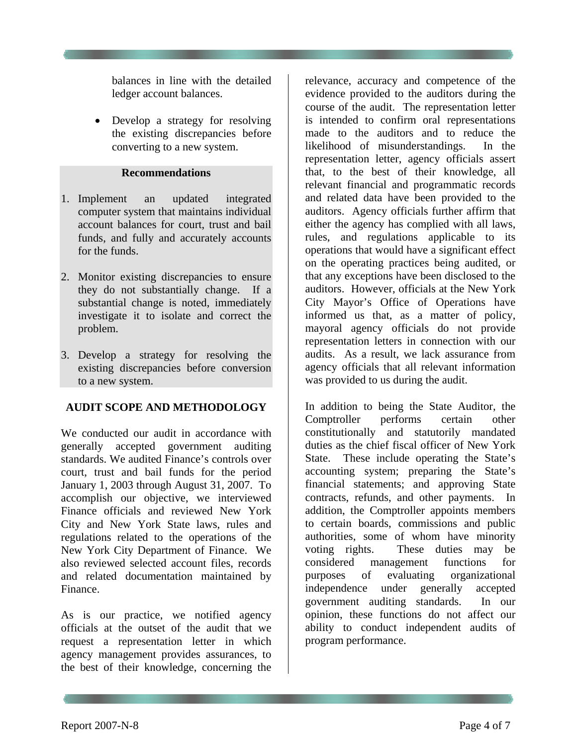balances in line with the detailed ledger account balances.

- Develop a strategy for resolving the existing discrepancies before converting to a new system.

**Recommendations**

1. Implement an updated integrated computer system that maintains individual account balances for court, trust and bail funds, and fully and accurately accounts for the funds.

2. Monitor existing discrepancies to ensure they do not substantially change. If a substantial change is noted, immediately investigate it to isolate and correct the problem.

3. Develop a strategy for resolving the existing discrepancies before conversion to a new system.

## AUDIT SCOPE AND METHODOLOGY

We conducted our audit in accordance with generally accepted government auditing standards. We audited Finance's controls over court, trust and bail funds for the period January 1, 2003 through August 31, 2007. To accomplish our objective, we interviewed Finance officials and reviewed New York City and New York State laws, rules and regulations related to the operations of the New York City Department of Finance. We also reviewed selected account files, records and related documentation maintained by Finance.

As is our practice, we notified agency officials at the outset of the audit that we request a representation letter in which agency management provides assurances, to the best of their knowledge, concerning the relevance, accuracy and competence of the evidence provided to the auditors during the course of the audit. The representation letter is intended to confirm oral representations made to the auditors and to reduce the likelihood of misunderstandings. In the representation letter, agency officials assert that, to the best of their knowledge, all relevant financial and programmatic records and related data have been provided to the auditors. Agency officials further affirm that either the agency has complied with all laws, rules, and regulations applicable to its operations that would have a significant effect on the operating practices being audited, or that any exceptions have been disclosed to the auditors. However, officials at the New York City Mayor's Office of Operations have informed us that, as a matter of policy, mayoral agency officials do not provide representation letters in connection with our audits. As a result, we lack assurance from agency officials that all relevant information was provided to us during the audit.

In addition to being the State Auditor, the Comptroller performs certain other constitutionally and statutorily mandated duties as the chief fiscal officer of New York State. These include operating the State's accounting system; preparing the State's financial statements; and approving State contracts, refunds, and other payments. In addition, the Comptroller appoints members to certain boards, commissions and public authorities, some of whom have minority voting rights. These duties may be considered management functions for purposes of evaluating organizational independence under generally accepted government auditing standards. In our opinion, these functions do not affect our ability to conduct independent audits of program performance.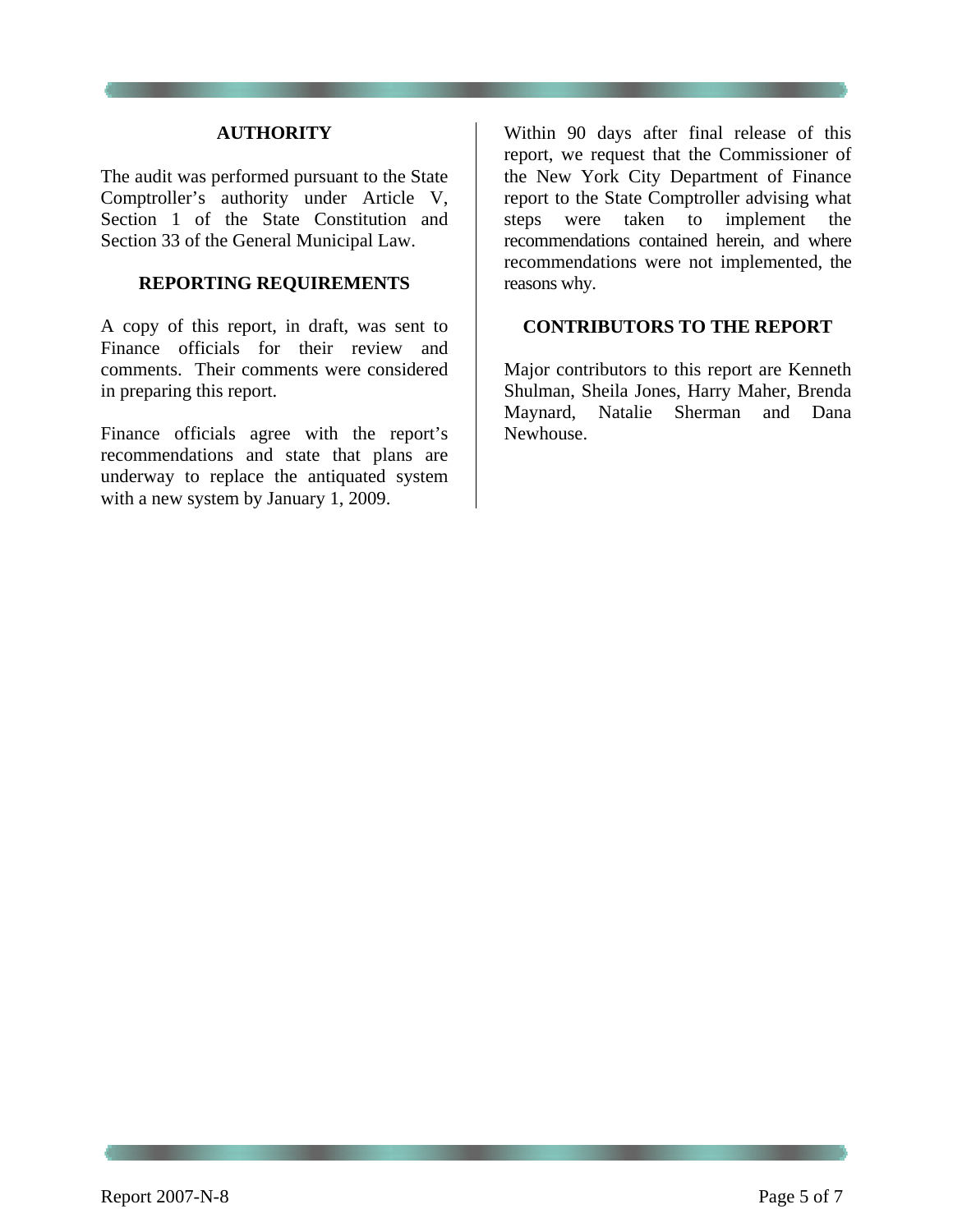## AUTHORITY

The audit was performed pursuant to the State Comptroller's authority under Article V, Section 1 of the State Constitution and Section 33 of the General Municipal Law.

## REPORTING REQUIREMENTS

A copy of this report, in draft, was sent to Finance officials for their review and comments. Their comments were considered in preparing this report.

Finance officials agree with the report's recommendations and state that plans are underway to replace the antiquated system with a new system by January 1, 2009.

Within 90 days after final release of this report, we request that the Commissioner of the New York City Department of Finance report to the State Comptroller advising what steps were taken to implement the recommendations contained herein, and where recommendations were not implemented, the reasons why.

## CONTRIBUTORS TO THE REPORT

Major contributors to this report are Kenneth Shulman, Sheila Jones, Harry Maher, Brenda Maynard, Natalie Sherman and Dana Newhouse.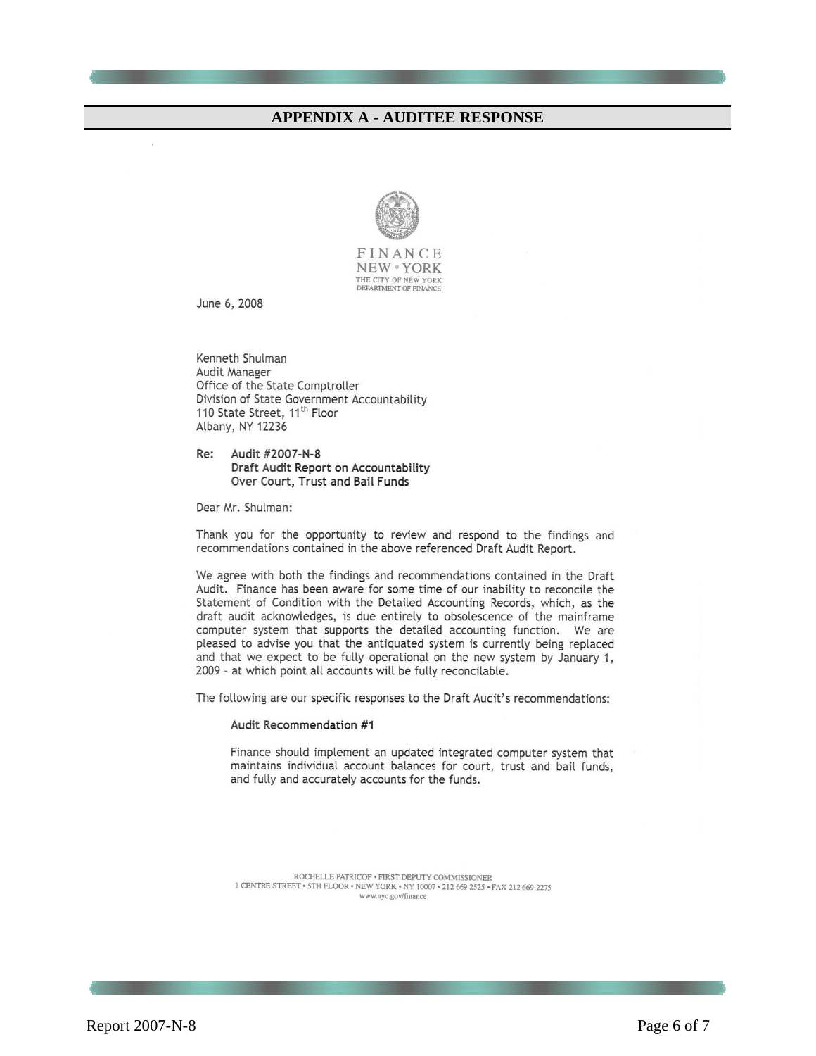## APPENDIX A - AUDITEE RESPONSE

FINANCE
NEW • YORK
THE CITY OF NEW YORK
DEPARTMENT OF FINANCE

June 6, 2008

Kenneth Shulman
Audit Manager
Office of the State Comptroller
Division of State Government Accountability
110 State Street, 11th Floor
Albany, NY 12236

**Re: Audit #2007-N-8**
**Draft Audit Report on Accountability Over Court, Trust and Bail Funds**

Dear Mr. Shulman:

Thank you for the opportunity to review and respond to the findings and recommendations contained in the above referenced Draft Audit Report.

We agree with both the findings and recommendations contained in the Draft Audit. Finance has been aware for some time of our inability to reconcile the Statement of Condition with the Detailed Accounting Records, which, as the draft audit acknowledges, is due entirely to obsolescence of the mainframe computer system that supports the detailed accounting function. We are pleased to advise you that the antiquated system is currently being replaced and that we expect to be fully operational on the new system by January 1, 2009 - at which point all accounts will be fully reconcilable.

The following are our specific responses to the Draft Audit's recommendations:

**Audit Recommendation #1**

Finance should implement an updated integrated computer system that maintains individual account balances for court, trust and bail funds, and fully and accurately accounts for the funds.

ROCHELLE PATRICOF • FIRST DEPUTY COMMISSIONER
1 CENTRE STREET • 5TH FLOOR • NEW YORK • NY 10007 • 212 669 2525 • FAX 212 669 2275
www.nyc.gov/finance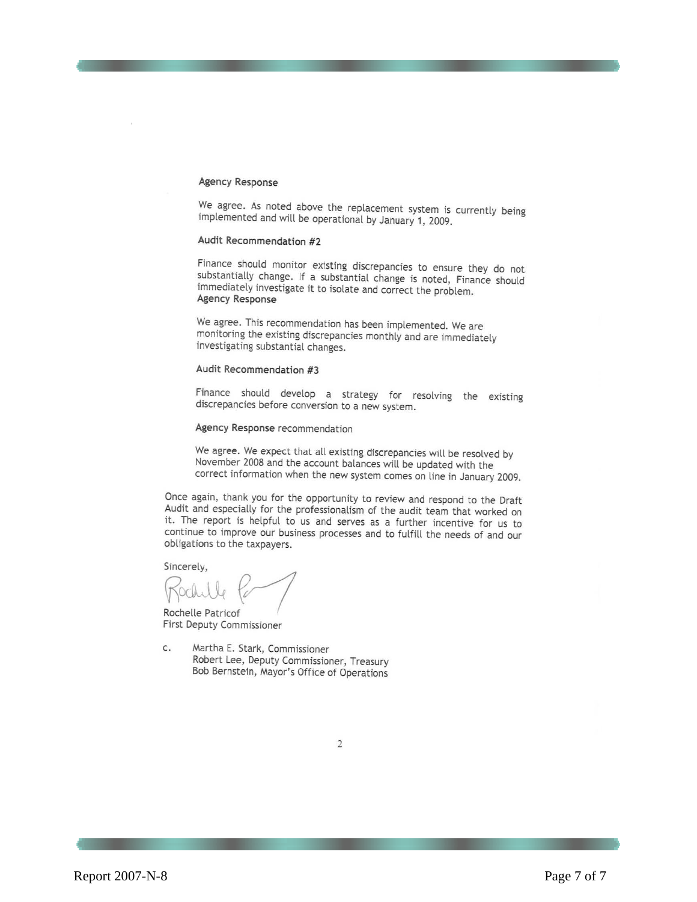**Agency Response**

We agree. As noted above the replacement system is currently being implemented and will be operational by January 1, 2009.

**Audit Recommendation #2**

Finance should monitor existing discrepancies to ensure they do not substantially change. If a substantial change is noted, Finance should immediately investigate it to isolate and correct the problem.

**Agency Response**

We agree. This recommendation has been implemented. We are monitoring the existing discrepancies monthly and are immediately investigating substantial changes.

**Audit Recommendation #3**

Finance should develop a strategy for resolving the existing discrepancies before conversion to a new system.

**Agency Response** recommendation

We agree. We expect that all existing discrepancies will be resolved by November 2008 and the account balances will be updated with the correct information when the new system comes on line in January 2009.

Once again, thank you for the opportunity to review and respond to the Draft Audit and especially for the professionalism of the audit team that worked on it. The report is helpful to us and serves as a further incentive for us to continue to improve our business processes and to fulfill the needs of and our obligations to the taxpayers.

Sincerely,

Rochelle Patricof
First Deputy Commissioner

c. Martha E. Stark, Commissioner
Robert Lee, Deputy Commissioner, Treasury
Bob Bernstein, Mayor's Office of Operations